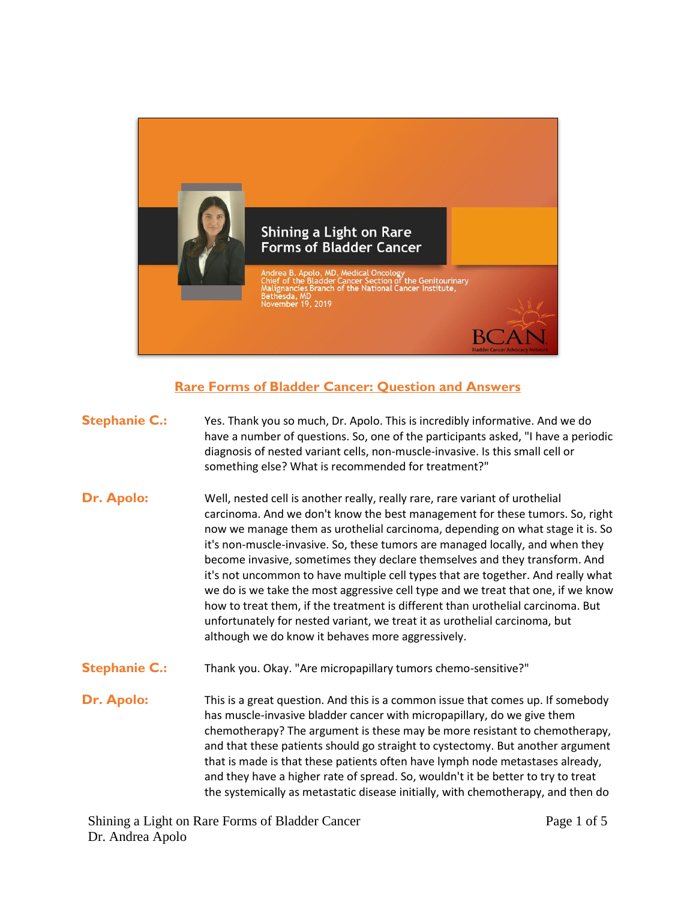Shining a Light on Rare Forms of Bladder Cancer

Andrea B. Apolo, MD, Medical Oncology
Chief of the Bladder Cancer Section of the Genitourinary Malignancies Branch of the National Cancer Institute,
Bethesda, MD
November 19, 2019

BCAN Bladder Cancer Advocacy Network

## Rare Forms of Bladder Cancer: Question and Answers

**Stephanie C.:** Yes. Thank you so much, Dr. Apolo. This is incredibly informative. And we do have a number of questions. So, one of the participants asked, "I have a periodic diagnosis of nested variant cells, non-muscle-invasive. Is this small cell or something else? What is recommended for treatment?"

**Dr. Apolo:** Well, nested cell is another really, really rare, rare variant of urothelial carcinoma. And we don't know the best management for these tumors. So, right now we manage them as urothelial carcinoma, depending on what stage it is. So it's non-muscle-invasive. So, these tumors are managed locally, and when they become invasive, sometimes they declare themselves and they transform. And it's not uncommon to have multiple cell types that are together. And really what we do is we take the most aggressive cell type and we treat that one, if we know how to treat them, if the treatment is different than urothelial carcinoma. But unfortunately for nested variant, we treat it as urothelial carcinoma, but although we do know it behaves more aggressively.

**Stephanie C.:** Thank you. Okay. "Are micropapillary tumors chemo-sensitive?"

**Dr. Apolo:** This is a great question. And this is a common issue that comes up. If somebody has muscle-invasive bladder cancer with micropapillary, do we give them chemotherapy? The argument is these may be more resistant to chemotherapy, and that these patients should go straight to cystectomy. But another argument that is made is that these patients often have lymph node metastases already, and they have a higher rate of spread. So, wouldn't it be better to try to treat the systemically as metastatic disease initially, with chemotherapy, and then do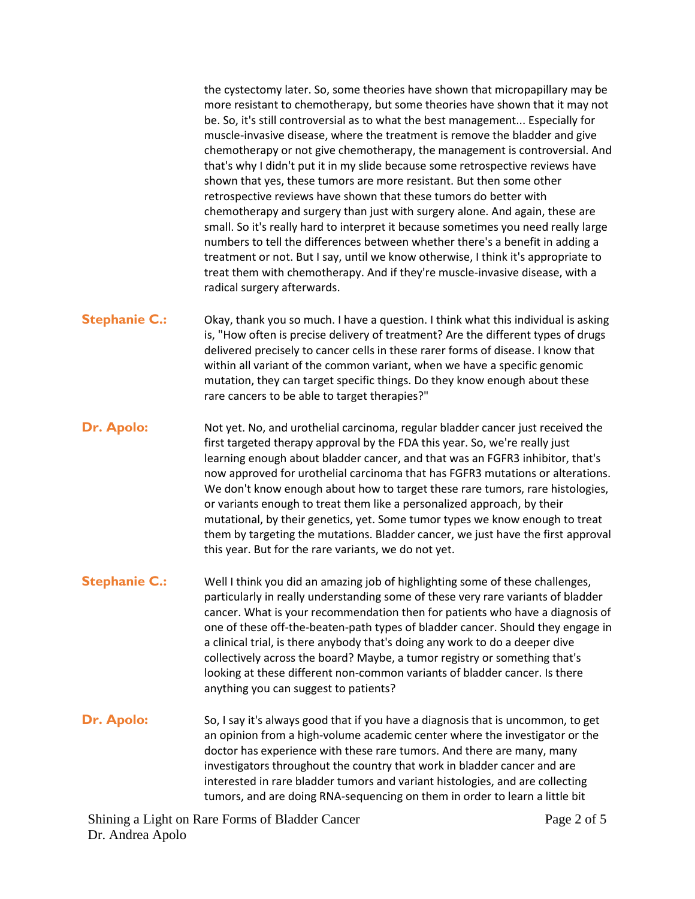the cystectomy later. So, some theories have shown that micropapillary may be more resistant to chemotherapy, but some theories have shown that it may not be. So, it's still controversial as to what the best management... Especially for muscle-invasive disease, where the treatment is remove the bladder and give chemotherapy or not give chemotherapy, the management is controversial. And that's why I didn't put it in my slide because some retrospective reviews have shown that yes, these tumors are more resistant. But then some other retrospective reviews have shown that these tumors do better with chemotherapy and surgery than just with surgery alone. And again, these are small. So it's really hard to interpret it because sometimes you need really large numbers to tell the differences between whether there's a benefit in adding a treatment or not. But I say, until we know otherwise, I think it's appropriate to treat them with chemotherapy. And if they're muscle-invasive disease, with a radical surgery afterwards.

**Stephanie C.:** Okay, thank you so much. I have a question. I think what this individual is asking is, "How often is precise delivery of treatment? Are the different types of drugs delivered precisely to cancer cells in these rarer forms of disease. I know that within all variant of the common variant, when we have a specific genomic mutation, they can target specific things. Do they know enough about these rare cancers to be able to target therapies?"

**Dr. Apolo:** Not yet. No, and urothelial carcinoma, regular bladder cancer just received the first targeted therapy approval by the FDA this year. So, we're really just learning enough about bladder cancer, and that was an FGFR3 inhibitor, that's now approved for urothelial carcinoma that has FGFR3 mutations or alterations. We don't know enough about how to target these rare tumors, rare histologies, or variants enough to treat them like a personalized approach, by their mutational, by their genetics, yet. Some tumor types we know enough to treat them by targeting the mutations. Bladder cancer, we just have the first approval this year. But for the rare variants, we do not yet.

**Stephanie C.:** Well I think you did an amazing job of highlighting some of these challenges, particularly in really understanding some of these very rare variants of bladder cancer. What is your recommendation then for patients who have a diagnosis of one of these off-the-beaten-path types of bladder cancer. Should they engage in a clinical trial, is there anybody that's doing any work to do a deeper dive collectively across the board? Maybe, a tumor registry or something that's looking at these different non-common variants of bladder cancer. Is there anything you can suggest to patients?

**Dr. Apolo:** So, I say it's always good that if you have a diagnosis that is uncommon, to get an opinion from a high-volume academic center where the investigator or the doctor has experience with these rare tumors. And there are many, many investigators throughout the country that work in bladder cancer and are interested in rare bladder tumors and variant histologies, and are collecting tumors, and are doing RNA-sequencing on them in order to learn a little bit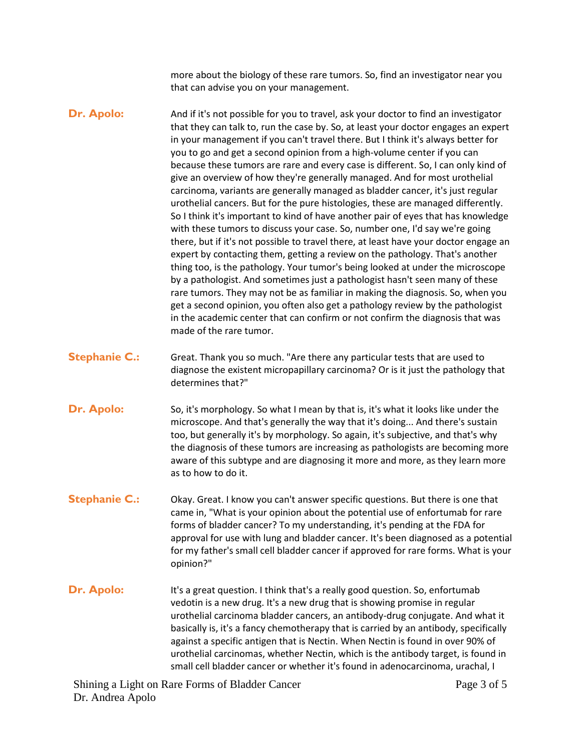more about the biology of these rare tumors. So, find an investigator near you that can advise you on your management.

**Dr. Apolo:** And if it's not possible for you to travel, ask your doctor to find an investigator that they can talk to, run the case by. So, at least your doctor engages an expert in your management if you can't travel there. But I think it's always better for you to go and get a second opinion from a high-volume center if you can because these tumors are rare and every case is different. So, I can only kind of give an overview of how they're generally managed. And for most urothelial carcinoma, variants are generally managed as bladder cancer, it's just regular urothelial cancers. But for the pure histologies, these are managed differently. So I think it's important to kind of have another pair of eyes that has knowledge with these tumors to discuss your case. So, number one, I'd say we're going there, but if it's not possible to travel there, at least have your doctor engage an expert by contacting them, getting a review on the pathology. That's another thing too, is the pathology. Your tumor's being looked at under the microscope by a pathologist. And sometimes just a pathologist hasn't seen many of these rare tumors. They may not be as familiar in making the diagnosis. So, when you get a second opinion, you often also get a pathology review by the pathologist in the academic center that can confirm or not confirm the diagnosis that was made of the rare tumor.

**Stephanie C.:** Great. Thank you so much. "Are there any particular tests that are used to diagnose the existent micropapillary carcinoma? Or is it just the pathology that determines that?"

**Dr. Apolo:** So, it's morphology. So what I mean by that is, it's what it looks like under the microscope. And that's generally the way that it's doing... And there's sustain too, but generally it's by morphology. So again, it's subjective, and that's why the diagnosis of these tumors are increasing as pathologists are becoming more aware of this subtype and are diagnosing it more and more, as they learn more as to how to do it.

**Stephanie C.:** Okay. Great. I know you can't answer specific questions. But there is one that came in, "What is your opinion about the potential use of enfortumab for rare forms of bladder cancer? To my understanding, it's pending at the FDA for approval for use with lung and bladder cancer. It's been diagnosed as a potential for my father's small cell bladder cancer if approved for rare forms. What is your opinion?"

**Dr. Apolo:** It's a great question. I think that's a really good question. So, enfortumab vedotin is a new drug. It's a new drug that is showing promise in regular urothelial carcinoma bladder cancers, an antibody-drug conjugate. And what it basically is, it's a fancy chemotherapy that is carried by an antibody, specifically against a specific antigen that is Nectin. When Nectin is found in over 90% of urothelial carcinomas, whether Nectin, which is the antibody target, is found in small cell bladder cancer or whether it's found in adenocarcinoma, urachal, I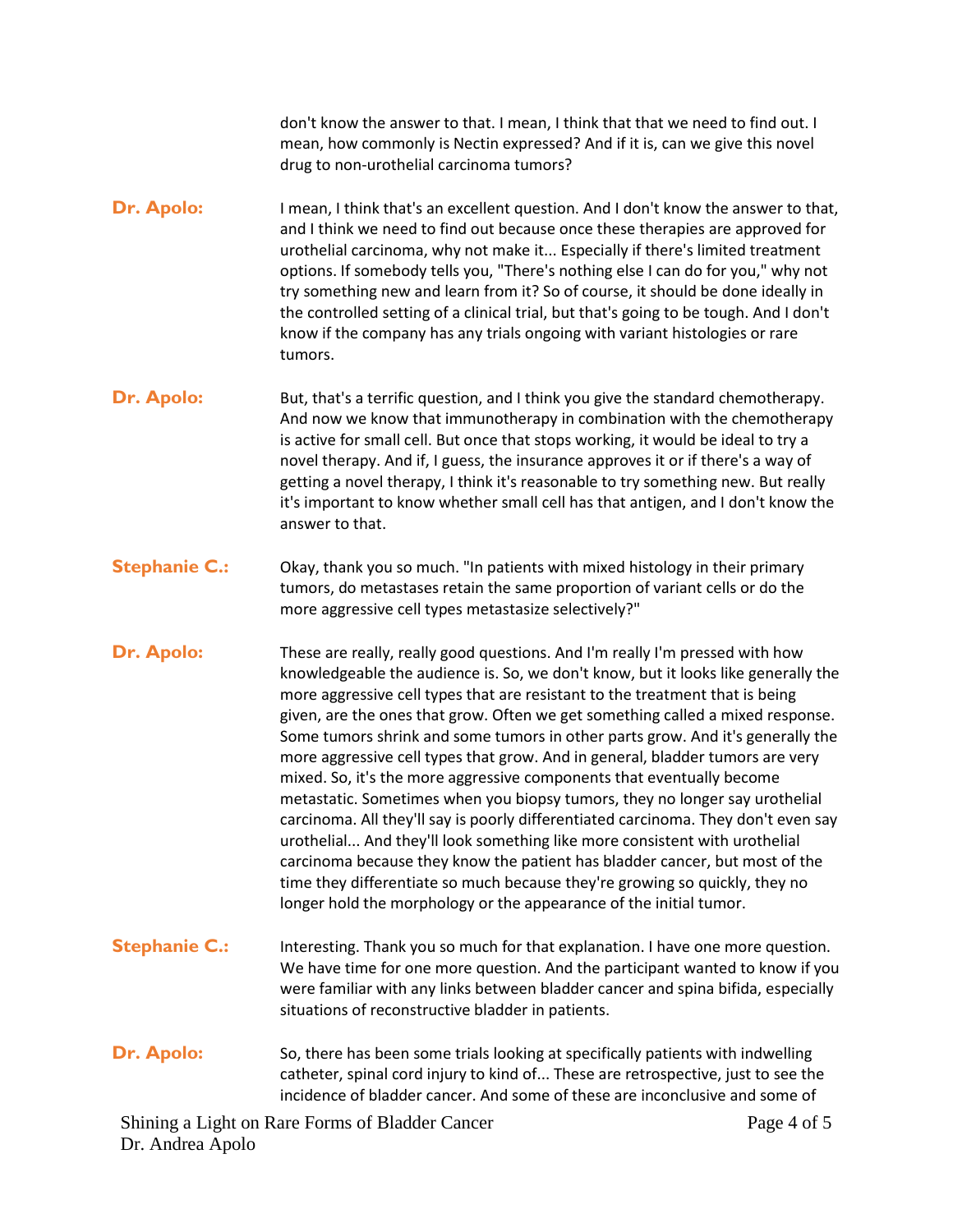don't know the answer to that. I mean, I think that that we need to find out. I mean, how commonly is Nectin expressed? And if it is, can we give this novel drug to non-urothelial carcinoma tumors?

**Dr. Apolo:** I mean, I think that's an excellent question. And I don't know the answer to that, and I think we need to find out because once these therapies are approved for urothelial carcinoma, why not make it... Especially if there's limited treatment options. If somebody tells you, "There's nothing else I can do for you," why not try something new and learn from it? So of course, it should be done ideally in the controlled setting of a clinical trial, but that's going to be tough. And I don't know if the company has any trials ongoing with variant histologies or rare tumors.

**Dr. Apolo:** But, that's a terrific question, and I think you give the standard chemotherapy. And now we know that immunotherapy in combination with the chemotherapy is active for small cell. But once that stops working, it would be ideal to try a novel therapy. And if, I guess, the insurance approves it or if there's a way of getting a novel therapy, I think it's reasonable to try something new. But really it's important to know whether small cell has that antigen, and I don't know the answer to that.

**Stephanie C.:** Okay, thank you so much. "In patients with mixed histology in their primary tumors, do metastases retain the same proportion of variant cells or do the more aggressive cell types metastasize selectively?"

**Dr. Apolo:** These are really, really good questions. And I'm really I'm pressed with how knowledgeable the audience is. So, we don't know, but it looks like generally the more aggressive cell types that are resistant to the treatment that is being given, are the ones that grow. Often we get something called a mixed response. Some tumors shrink and some tumors in other parts grow. And it's generally the more aggressive cell types that grow. And in general, bladder tumors are very mixed. So, it's the more aggressive components that eventually become metastatic. Sometimes when you biopsy tumors, they no longer say urothelial carcinoma. All they'll say is poorly differentiated carcinoma. They don't even say urothelial... And they'll look something like more consistent with urothelial carcinoma because they know the patient has bladder cancer, but most of the time they differentiate so much because they're growing so quickly, they no longer hold the morphology or the appearance of the initial tumor.

**Stephanie C.:** Interesting. Thank you so much for that explanation. I have one more question. We have time for one more question. And the participant wanted to know if you were familiar with any links between bladder cancer and spina bifida, especially situations of reconstructive bladder in patients.

**Dr. Apolo:** So, there has been some trials looking at specifically patients with indwelling catheter, spinal cord injury to kind of... These are retrospective, just to see the incidence of bladder cancer. And some of these are inconclusive and some of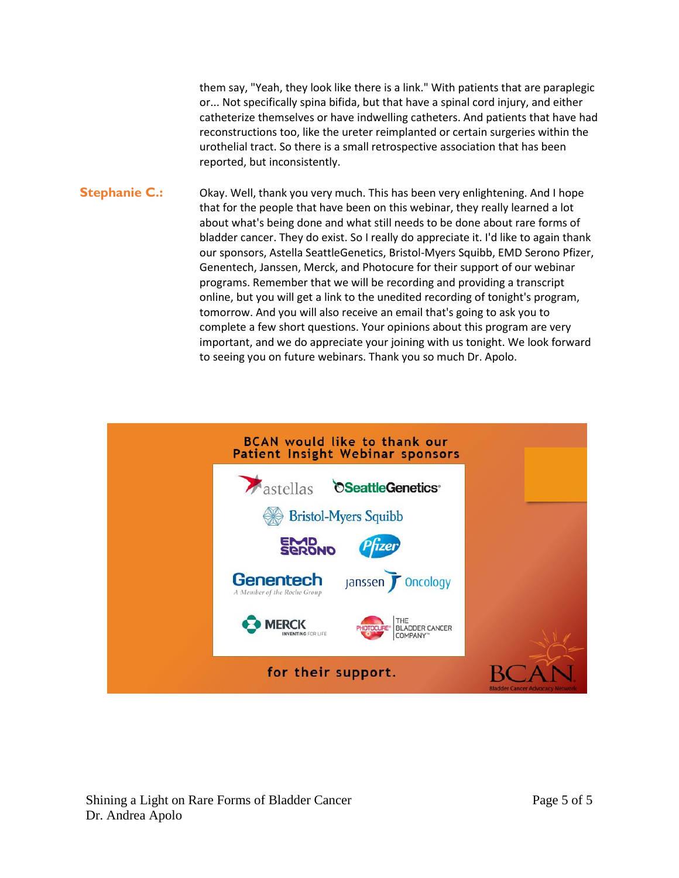them say, "Yeah, they look like there is a link." With patients that are paraplegic or... Not specifically spina bifida, but that have a spinal cord injury, and either catheterize themselves or have indwelling catheters. And patients that have had reconstructions too, like the ureter reimplanted or certain surgeries within the urothelial tract. So there is a small retrospective association that has been reported, but inconsistently.

**Stephanie C.:** Okay. Well, thank you very much. This has been very enlightening. And I hope that for the people that have been on this webinar, they really learned a lot about what's being done and what still needs to be done about rare forms of bladder cancer. They do exist. So I really do appreciate it. I'd like to again thank our sponsors, Astella SeattleGenetics, Bristol-Myers Squibb, EMD Serono Pfizer, Genentech, Janssen, Merck, and Photocure for their support of our webinar programs. Remember that we will be recording and providing a transcript online, but you will get a link to the unedited recording of tonight's program, tomorrow. And you will also receive an email that's going to ask you to complete a few short questions. Your opinions about this program are very important, and we do appreciate your joining with us tonight. We look forward to seeing you on future webinars. Thank you so much Dr. Apolo.

BCAN would like to thank our Patient Insight Webinar sponsors

astellas
SeattleGenetics
Bristol-Myers Squibb
EMD Serono
Pfizer
Genentech A Member of the Roche Group
Janssen Oncology
Merck Inventing for Life
Photocure The Bladder Cancer Company

for their support.

BCAN Bladder Cancer Advocacy Network